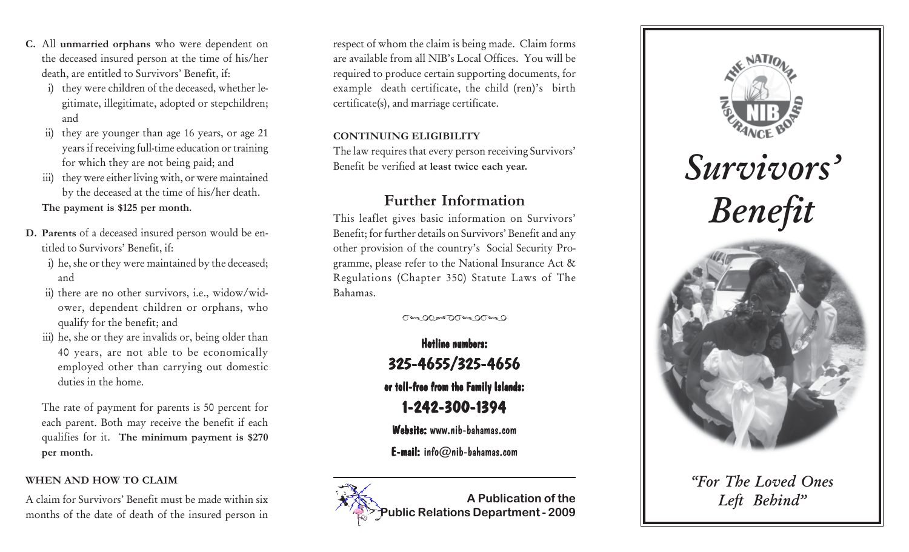C. All **unmarried orphans** who were dependent on the deceased insured person at the time of his/her death, are entitled to Survivors' Benefit, if:

   i) they were children of the deceased, whether legitimate, illegitimate, adopted or stepchildren; and
   ii) they are younger than age 16 years, or age 21 years if receiving full-time education or training for which they are not being paid; and
   iii) they were either living with, or were maintained by the deceased at the time of his/her death.

   **The payment is $125 per month.**

D. **Parents** of a deceased insured person would be entitled to Survivors' Benefit, if:

   i) he, she or they were maintained by the deceased; and
   ii) there are no other survivors, i.e., widow/widower, dependent children or orphans, who qualify for the benefit; and
   iii) he, she or they are invalids or, being older than 40 years, are not able to be economically employed other than carrying out domestic duties in the home.

   The rate of payment for parents is 50 percent for each parent. Both may receive the benefit if each qualifies for it. **The minimum payment is $270 per month.**

**WHEN AND HOW TO CLAIM**

A claim for Survivors' Benefit must be made within six months of the date of death of the insured person in respect of whom the claim is being made. Claim forms are available from all NIB's Local Offices. You will be required to produce certain supporting documents, for example death certificate, the child (ren)'s birth certificate(s), and marriage certificate.

**CONTINUING ELIGIBILITY**

The law requires that every person receiving Survivors' Benefit be verified **at least twice each year.**

## Further Information

This leaflet gives basic information on Survivors' Benefit; for further details on Survivors' Benefit and any other provision of the country's Social Security Programme, please refer to the National Insurance Act & Regulations (Chapter 350) Statute Laws of The Bahamas.

**Hotline numbers:**

**325-4655/325-4656**

**or toll-free from the Family Islands:**

**1-242-300-1394**

**Website:** www.nib-bahamas.com

**E-mail:** info@nib-bahamas.com

**A Publication of the Public Relations Department - 2009**

THE NATIONAL INSURANCE BOARD
NIB

# *Survivors' Benefit*

*"For The Loved Ones Left Behind"*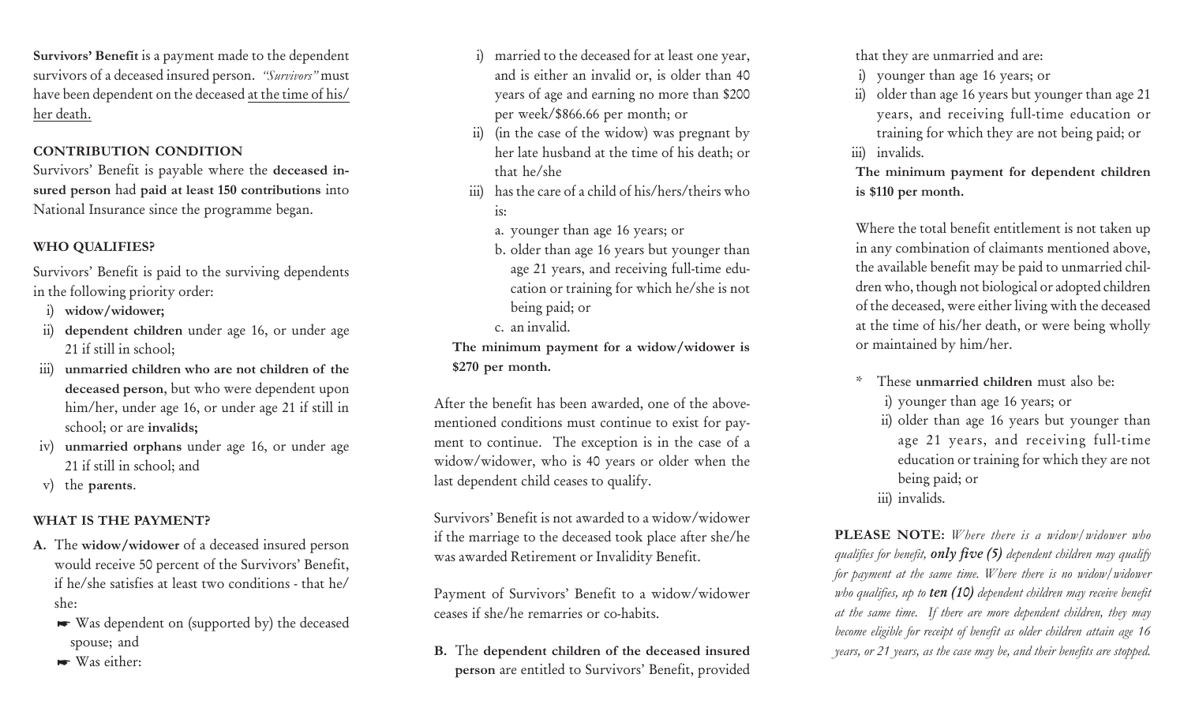**Survivors' Benefit** is a payment made to the dependent survivors of a deceased insured person. *"Survivors"* must have been dependent on the deceased at the time of his/her death.

### CONTRIBUTION CONDITION

Survivors' Benefit is payable where the **deceased insured person** had **paid at least 150 contributions** into National Insurance since the programme began.

### WHO QUALIFIES?

Survivors' Benefit is paid to the surviving dependents in the following priority order:

i) **widow/widower;**
ii) **dependent children** under age 16, or under age 21 if still in school;
iii) **unmarried children who are not children of the deceased person**, but who were dependent upon him/her, under age 16, or under age 21 if still in school; or are **invalids;**
iv) **unmarried orphans** under age 16, or under age 21 if still in school; and
v) the **parents**.

### WHAT IS THE PAYMENT?

**A.** The **widow/widower** of a deceased insured person would receive 50 percent of the Survivors' Benefit, if he/she satisfies at least two conditions - that he/she:

- Was dependent on (supported by) the deceased spouse; and
- Was either:

i) married to the deceased for at least one year, and is either an invalid or, is older than 40 years of age and earning no more than $200 per week/$866.66 per month; or
ii) (in the case of the widow) was pregnant by her late husband at the time of his death; or that he/she
iii) has the care of a child of his/hers/theirs who is:
   a. younger than age 16 years; or
   b. older than age 16 years but younger than age 21 years, and receiving full-time education or training for which he/she is not being paid; or
   c. an invalid.

**The minimum payment for a widow/widower is $270 per month.**

After the benefit has been awarded, one of the above-mentioned conditions must continue to exist for payment to continue. The exception is in the case of a widow/widower, who is 40 years or older when the last dependent child ceases to qualify.

Survivors' Benefit is not awarded to a widow/widower if the marriage to the deceased took place after she/he was awarded Retirement or Invalidity Benefit.

Payment of Survivors' Benefit to a widow/widower ceases if she/he remarries or co-habits.

**B.** The **dependent children of the deceased insured person** are entitled to Survivors' Benefit, provided that they are unmarried and are:

i) younger than age 16 years; or
ii) older than age 16 years but younger than age 21 years, and receiving full-time education or training for which they are not being paid; or
iii) invalids.

**The minimum payment for dependent children is $110 per month.**

Where the total benefit entitlement is not taken up in any combination of claimants mentioned above, the available benefit may be paid to unmarried children who, though not biological or adopted children of the deceased, were either living with the deceased at the time of his/her death, or were being wholly or maintained by him/her.

* These **unmarried children** must also be:
   i) younger than age 16 years; or
   ii) older than age 16 years but younger than age 21 years, and receiving full-time education or training for which they are not being paid; or
   iii) invalids.

**PLEASE NOTE:** *Where there is a widow/widower who qualifies for benefit,* ***only five (5)*** *dependent children may qualify for payment at the same time. Where there is no widow/widower who qualifies, up to* ***ten (10)*** *dependent children may receive benefit at the same time. If there are more dependent children, they may become eligible for receipt of benefit as older children attain age 16 years, or 21 years, as the case may be, and their benefits are stopped.*